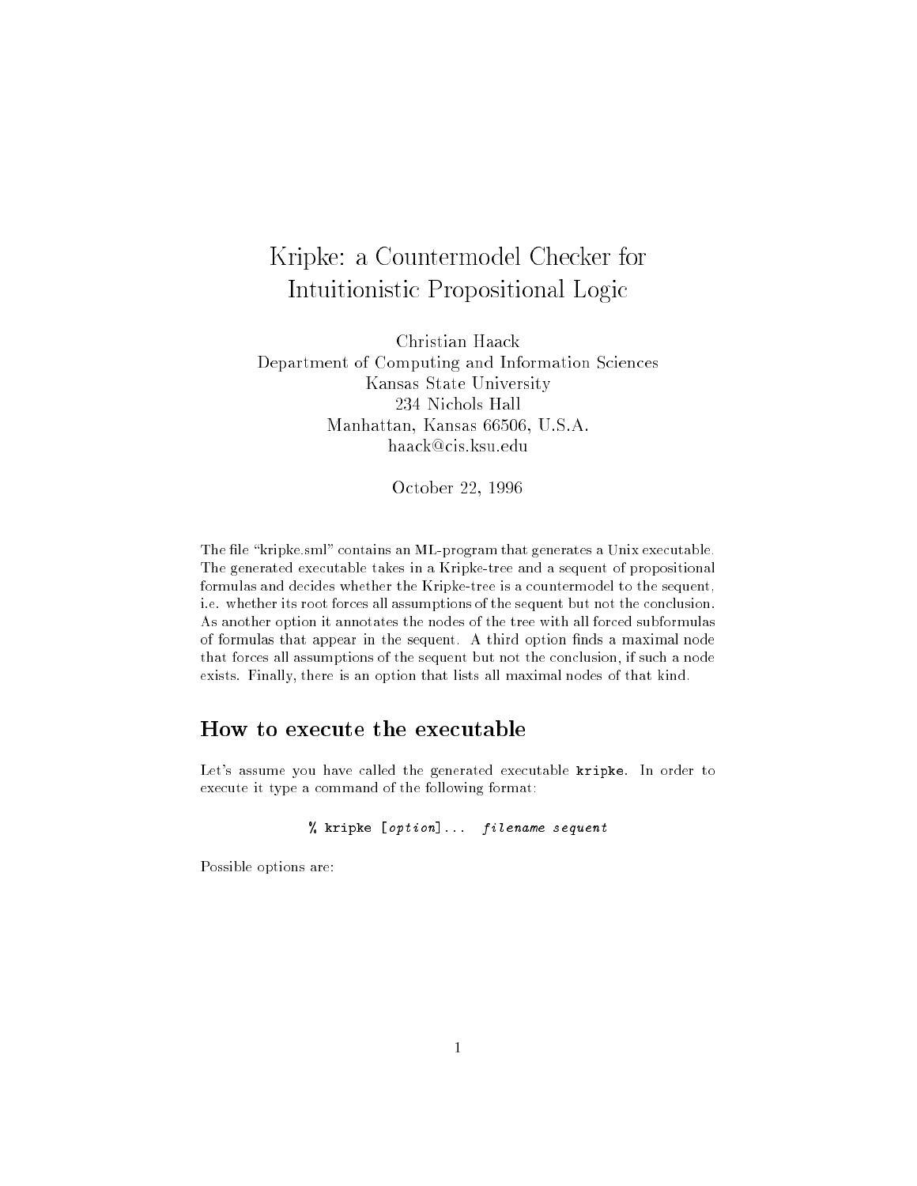# Kripke: a Countermodel Checker for Intuitionistic Propositional Logic

Christian Haack
Department of Computing and Information Sciences
Kansas State University
234 Nichols Hall
Manhattan, Kansas 66506, U.S.A.
haack@cis.ksu.edu

October 22, 1996

The file "kripke.sml" contains an ML-program that generates a Unix executable. The generated executable takes in a Kripke-tree and a sequent of propositional formulas and decides whether the Kripke-tree is a countermodel to the sequent, i.e. whether its root forces all assumptions of the sequent but not the conclusion. As another option it annotates the nodes of the tree with all forced subformulas of formulas that appear in the sequent. A third option finds a maximal node that forces all assumptions of the sequent but not the conclusion, if such a node exists. Finally, there is an option that lists all maximal nodes of that kind.

## How to execute the executable

Let's assume you have called the generated executable **kripke**. In order to execute it type a command of the following format:

```
% kripke [option]... filename sequent
```

Possible options are: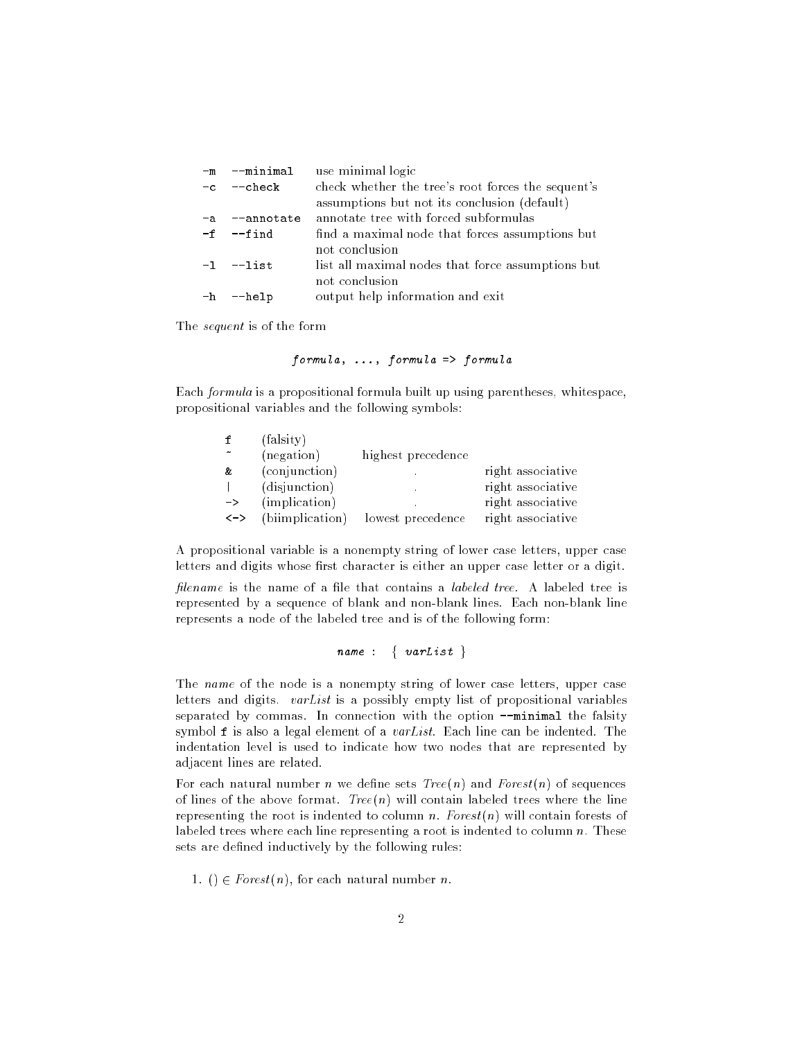| | | |
|---|---|---|
| `-m` | `--minimal` | use minimal logic |
| `-c` | `--check` | check whether the tree's root forces the sequent's assumptions but not its conclusion (default) |
| `-a` | `--annotate` | annotate tree with forced subformulas |
| `-f` | `--find` | find a maximal node that forces assumptions but not conclusion |
| `-l` | `--list` | list all maximal nodes that force assumptions but not conclusion |
| `-h` | `--help` | output help information and exit |

The *sequent* is of the form

```
formula, ..., formula => formula
```

Each *formula* is a propositional formula built up using parentheses, whitespace, propositional variables and the following symbols:

| | | | |
|---|---|---|---|
| `f` | (falsity) | | |
| `~` | (negation) | highest precedence | |
| `&` | (conjunction) | . | right associative |
| `\|` | (disjunction) | . | right associative |
| `->` | (implication) | . | right associative |
| `<->` | (biimplication) | lowest precedence | right associative |

A propositional variable is a nonempty string of lower case letters, upper case letters and digits whose first character is either an upper case letter or a digit.

*filename* is the name of a file that contains a *labeled tree*. A labeled tree is represented by a sequence of blank and non-blank lines. Each non-blank line represents a node of the labeled tree and is of the following form:

*name* : { *varList* }

The *name* of the node is a nonempty string of lower case letters, upper case letters and digits. *varList* is a possibly empty list of propositional variables separated by commas. In connection with the option `--minimal` the falsity symbol `f` is also a legal element of a *varList*. Each line can be indented. The indentation level is used to indicate how two nodes that are represented by adjacent lines are related.

For each natural number $n$ we define sets $Tree(n)$ and $Forest(n)$ of sequences of lines of the above format. $Tree(n)$ will contain labeled trees where the line representing the root is indented to column $n$. $Forest(n)$ will contain forests of labeled trees where each line representing a root is indented to column $n$. These sets are defined inductively by the following rules:

1. $() \in Forest(n)$, for each natural number $n$.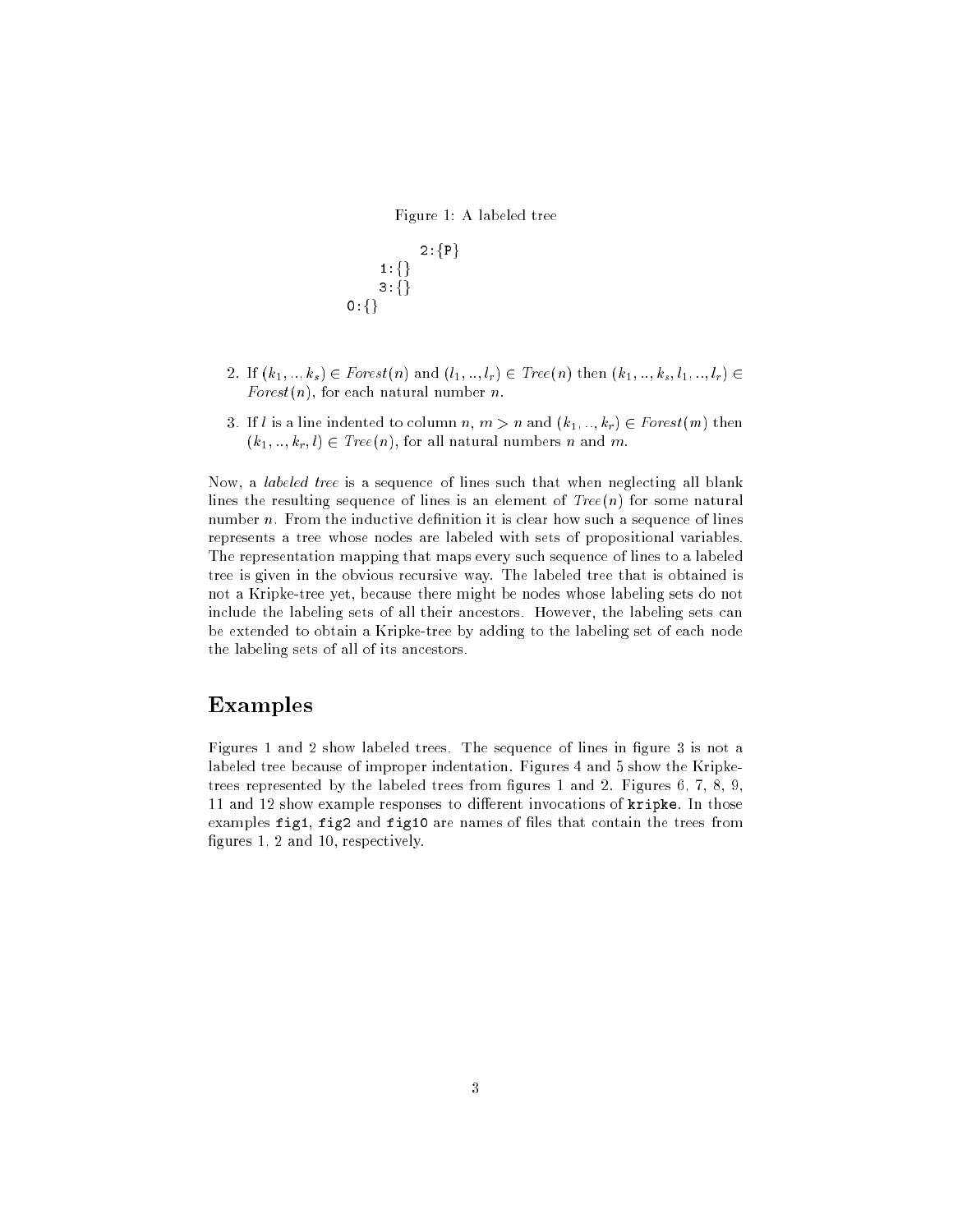Figure 1: A labeled tree

```
        2:{P}
    1:{}
    3:{}
0:{}
```

2. If $(k_1, .., k_s) \in \mathit{Forest}(n)$ and $(l_1, .., l_r) \in \mathit{Tree}(n)$ then $(k_1, .., k_s, l_1, .., l_r) \in \mathit{Forest}(n)$, for each natural number $n$.

3. If $l$ is a line indented to column $n$, $m > n$ and $(k_1, .., k_r) \in \mathit{Forest}(m)$ then $(k_1, .., k_r, l) \in \mathit{Tree}(n)$, for all natural numbers $n$ and $m$.

Now, a *labeled tree* is a sequence of lines such that when neglecting all blank lines the resulting sequence of lines is an element of $\mathit{Tree}(n)$ for some natural number $n$. From the inductive definition it is clear how such a sequence of lines represents a tree whose nodes are labeled with sets of propositional variables. The representation mapping that maps every such sequence of lines to a labeled tree is given in the obvious recursive way. The labeled tree that is obtained is not a Kripke-tree yet, because there might be nodes whose labeling sets do not include the labeling sets of all their ancestors. However, the labeling sets can be extended to obtain a Kripke-tree by adding to the labeling set of each node the labeling sets of all of its ancestors.

## Examples

Figures 1 and 2 show labeled trees. The sequence of lines in figure 3 is not a labeled tree because of improper indentation. Figures 4 and 5 show the Kripke-trees represented by the labeled trees from figures 1 and 2. Figures 6, 7, 8, 9, 11 and 12 show example responses to different invocations of **kripke**. In those examples **fig1**, **fig2** and **fig10** are names of files that contain the trees from figures 1, 2 and 10, respectively.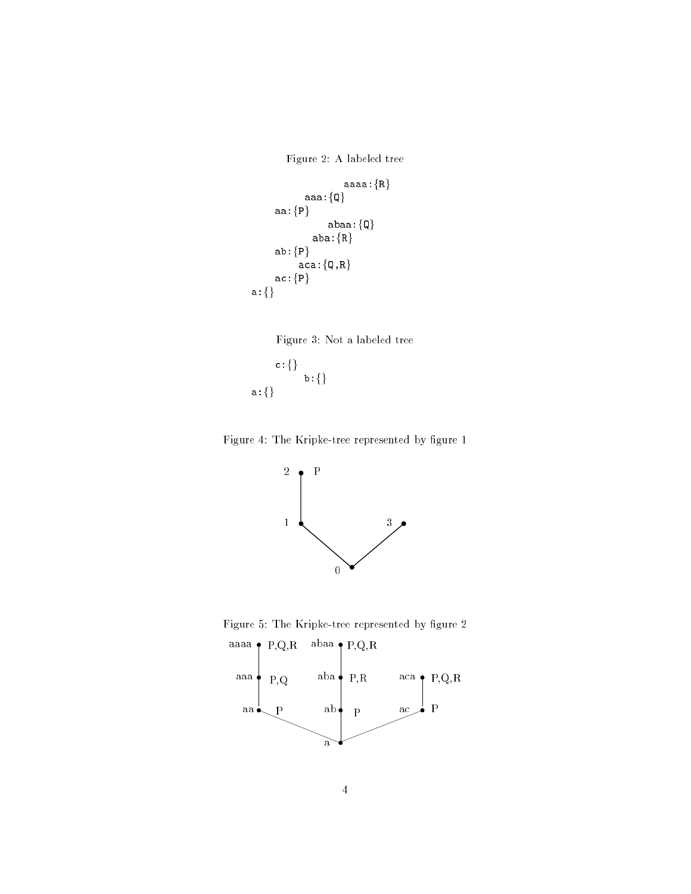Figure 2: A labeled tree

```
                  aaaa:{R}
          aaa:{Q}
      aa:{P}
                abaa:{Q}
            aba:{R}
      ab:{P}
          aca:{Q,R}
      ac:{P}
a:{}
```

Figure 3: Not a labeled tree

```
      c:{}
          b:{}
a:{}
```

Figure 4: The Kripke-tree represented by figure 1

Figure 5: The Kripke-tree represented by figure 2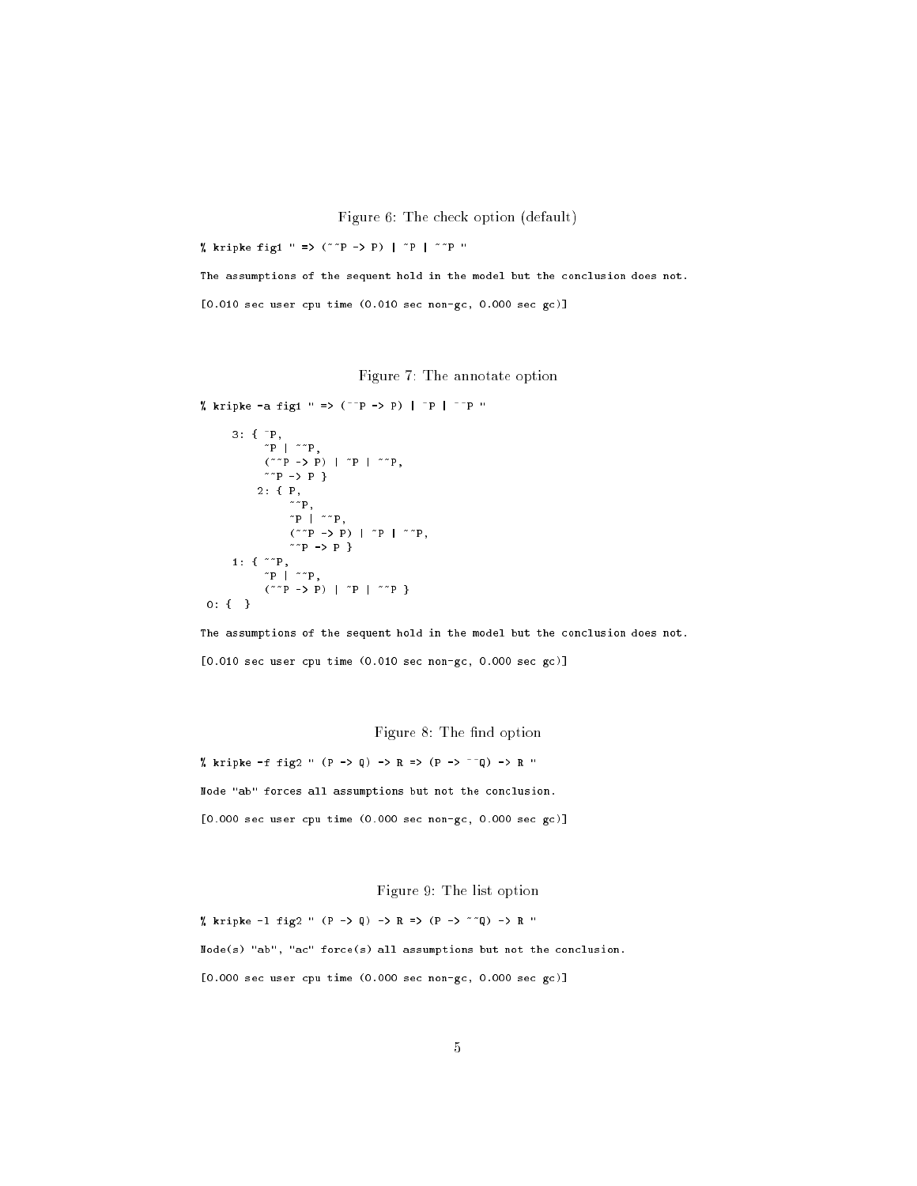Figure 6: The check option (default)

```
% kripke fig1 " => (~~P -> P) | ~P | ~~P "

The assumptions of the sequent hold in the model but the conclusion does not.

[0.010 sec user cpu time (0.010 sec non-gc, 0.000 sec gc)]
```

Figure 7: The annotate option

```
% kripke -a fig1 " => (~~P -> P) | ~P | ~~P "

     3: { ~P,
          ~P | ~~P,
          (~~P -> P) | ~P | ~~P,
          ~~P -> P }
        2: { P,
             ~~P,
             ~P | ~~P,
             (~~P -> P) | ~P | ~~P,
             ~~P -> P }
     1: { ~~P,
          ~P | ~~P,
          (~~P -> P) | ~P | ~~P }
 0: {  }

The assumptions of the sequent hold in the model but the conclusion does not.

[0.010 sec user cpu time (0.010 sec non-gc, 0.000 sec gc)]
```

Figure 8: The find option

```
% kripke -f fig2 " (P -> Q) -> R => (P -> ~~Q) -> R "

Node "ab" forces all assumptions but not the conclusion.

[0.000 sec user cpu time (0.000 sec non-gc, 0.000 sec gc)]
```

Figure 9: The list option

```
% kripke -l fig2 " (P -> Q) -> R => (P -> ~~Q) -> R "

Node(s) "ab", "ac" force(s) all assumptions but not the conclusion.

[0.000 sec user cpu time (0.000 sec non-gc, 0.000 sec gc)]
```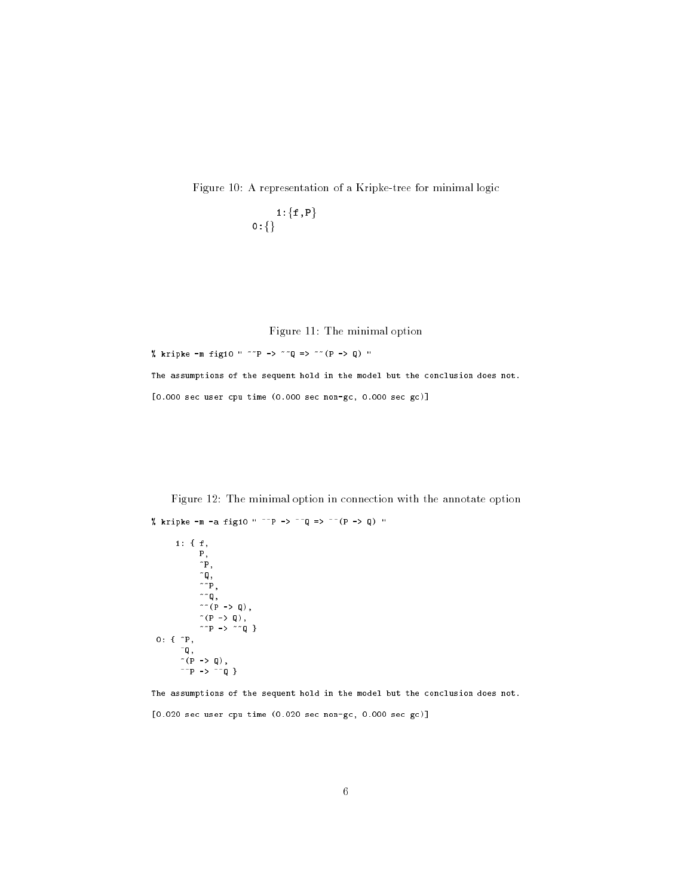Figure 10: A representation of a Kripke-tree for minimal logic

```
        1:{f,P}
0:{}
```

Figure 11: The minimal option

```
% kripke -m fig10 " ~~P -> ~~Q => ~~(P -> Q) "

The assumptions of the sequent hold in the model but the conclusion does not.

[0.000 sec user cpu time (0.000 sec non-gc, 0.000 sec gc)]
```

Figure 12: The minimal option in connection with the annotate option

```
% kripke -m -a fig10 " ~~P -> ~~Q => ~~(P -> Q) "

     1: { f,
          P,
          ~P,
          ~Q,
          ~~P,
          ~~Q,
          ~~(P -> Q),
          ~(P -> Q),
          ~~P -> ~~Q }
 0: { ~P,
      ~Q,
      ~(P -> Q),
      ~~P -> ~~Q }

The assumptions of the sequent hold in the model but the conclusion does not.

[0.020 sec user cpu time (0.020 sec non-gc, 0.000 sec gc)]
```